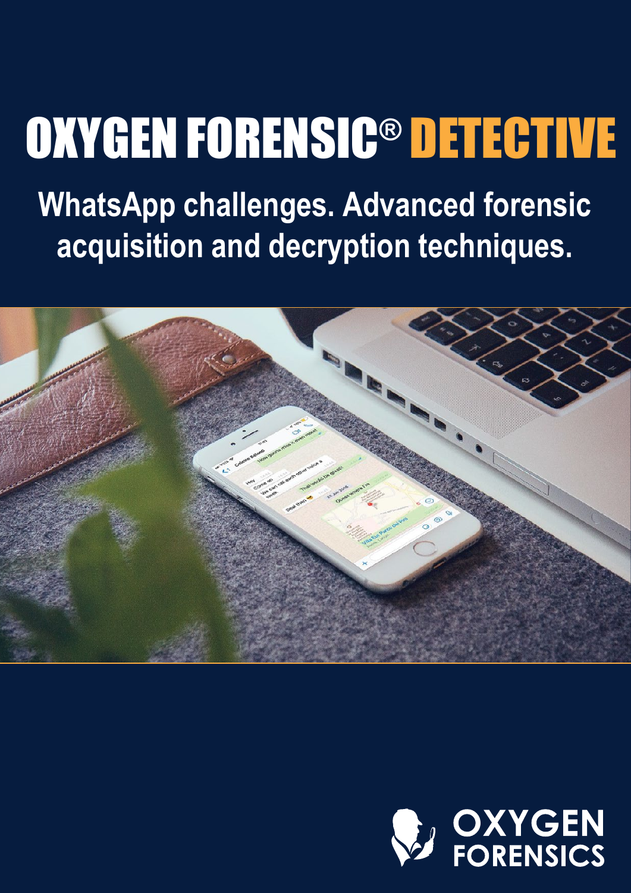# OXYGEN FORENSIC® DETECTIVE

## WhatsApp challenges. Advanced forensic acquisition and decryption techniques.

OXYGEN FORENSICS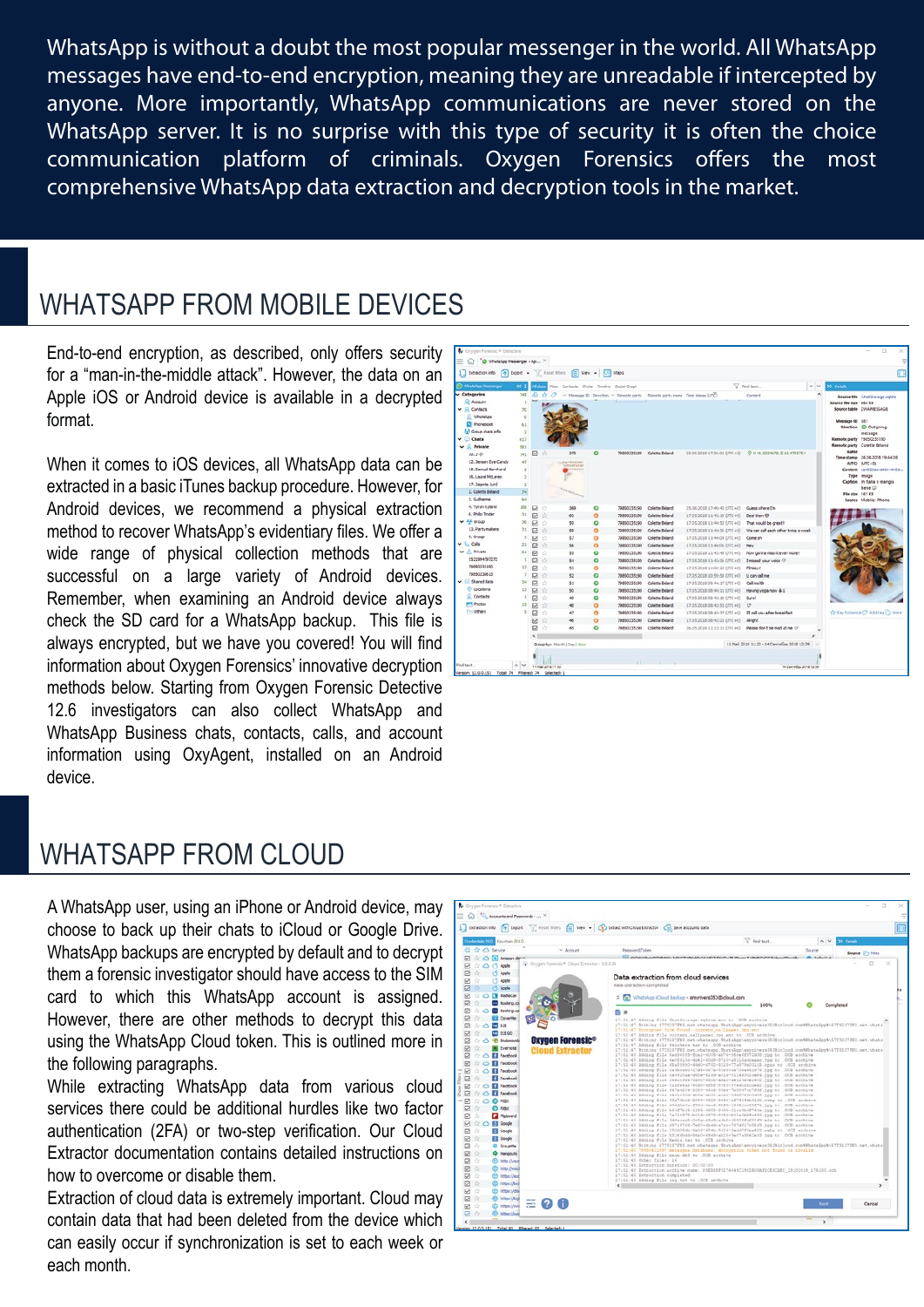WhatsApp is without a doubt the most popular messenger in the world. All WhatsApp messages have end-to-end encryption, meaning they are unreadable if intercepted by anyone. More importantly, WhatsApp communications are never stored on the WhatsApp server. It is no surprise with this type of security it is often the choice communication platform of criminals. Oxygen Forensics offers the most comprehensive WhatsApp data extraction and decryption tools in the market.

## WHATSAPP FROM MOBILE DEVICES

End-to-end encryption, as described, only offers security for a "man-in-the-middle attack". However, the data on an Apple iOS or Android device is available in a decrypted format.

When it comes to iOS devices, all WhatsApp data can be extracted in a basic iTunes backup procedure. However, for Android devices, we recommend a physical extraction method to recover WhatsApp's evidentiary files. We offer a wide range of physical collection methods that are successful on a large variety of Android devices. Remember, when examining an Android device always check the SD card for a WhatsApp backup. This file is always encrypted, but we have you covered! You will find information about Oxygen Forensics' innovative decryption methods below. Starting from Oxygen Forensic Detective 12.6 investigators can also collect WhatsApp and WhatsApp Business chats, contacts, calls, and account information using OxyAgent, installed on an Android device.

## WHATSAPP FROM CLOUD

A WhatsApp user, using an iPhone or Android device, may choose to back up their chats to iCloud or Google Drive. WhatsApp backups are encrypted by default and to decrypt them a forensic investigator should have access to the SIM card to which this WhatsApp account is assigned. However, there are other methods to decrypt this data using the WhatsApp Cloud token. This is outlined more in the following paragraphs.

While extracting WhatsApp data from various cloud services there could be additional hurdles like two factor authentication (2FA) or two-step verification. Our Cloud Extractor documentation contains detailed instructions on how to overcome or disable them.

Extraction of cloud data is extremely important. Cloud may contain data that had been deleted from the device which can easily occur if synchronization is set to each week or each month.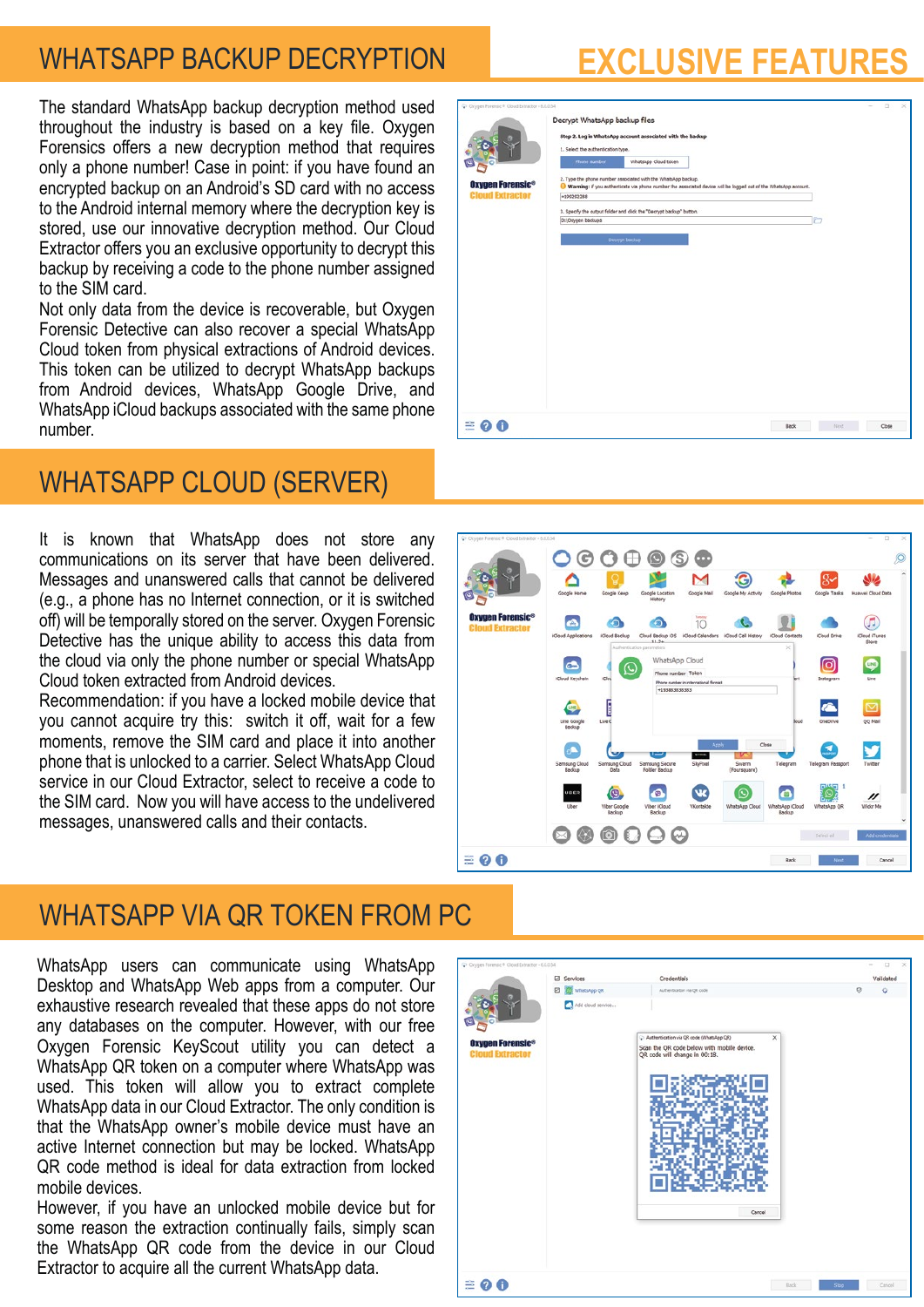# EXCLUSIVE FEATURES

## WHATSAPP BACKUP DECRYPTION

The standard WhatsApp backup decryption method used throughout the industry is based on a key file. Oxygen Forensics offers a new decryption method that requires only a phone number! Case in point: if you have found an encrypted backup on an Android's SD card with no access to the Android internal memory where the decryption key is stored, use our innovative decryption method. Our Cloud Extractor offers you an exclusive opportunity to decrypt this backup by receiving a code to the phone number assigned to the SIM card.

Not only data from the device is recoverable, but Oxygen Forensic Detective can also recover a special WhatsApp Cloud token from physical extractions of Android devices. This token can be utilized to decrypt WhatsApp backups from Android devices, WhatsApp Google Drive, and WhatsApp iCloud backups associated with the same phone number.

## WHATSAPP CLOUD (SERVER)

It is known that WhatsApp does not store any communications on its server that have been delivered. Messages and unanswered calls that cannot be delivered (e.g., a phone has no Internet connection, or it is switched off) will be temporally stored on the server. Oxygen Forensic Detective has the unique ability to access this data from the cloud via only the phone number or special WhatsApp Cloud token extracted from Android devices.

Recommendation: if you have a locked mobile device that you cannot acquire try this: switch it off, wait for a few moments, remove the SIM card and place it into another phone that is unlocked to a carrier. Select WhatsApp Cloud service in our Cloud Extractor, select to receive a code to the SIM card. Now you will have access to the undelivered messages, unanswered calls and their contacts.

## WHATSAPP VIA QR TOKEN FROM PC

WhatsApp users can communicate using WhatsApp Desktop and WhatsApp Web apps from a computer. Our exhaustive research revealed that these apps do not store any databases on the computer. However, with our free Oxygen Forensic KeyScout utility you can detect a WhatsApp QR token on a computer where WhatsApp was used. This token will allow you to extract complete WhatsApp data in our Cloud Extractor. The only condition is that the WhatsApp owner's mobile device must have an active Internet connection but may be locked. WhatsApp QR code method is ideal for data extraction from locked mobile devices.

However, if you have an unlocked mobile device but for some reason the extraction continually fails, simply scan the WhatsApp QR code from the device in our Cloud Extractor to acquire all the current WhatsApp data.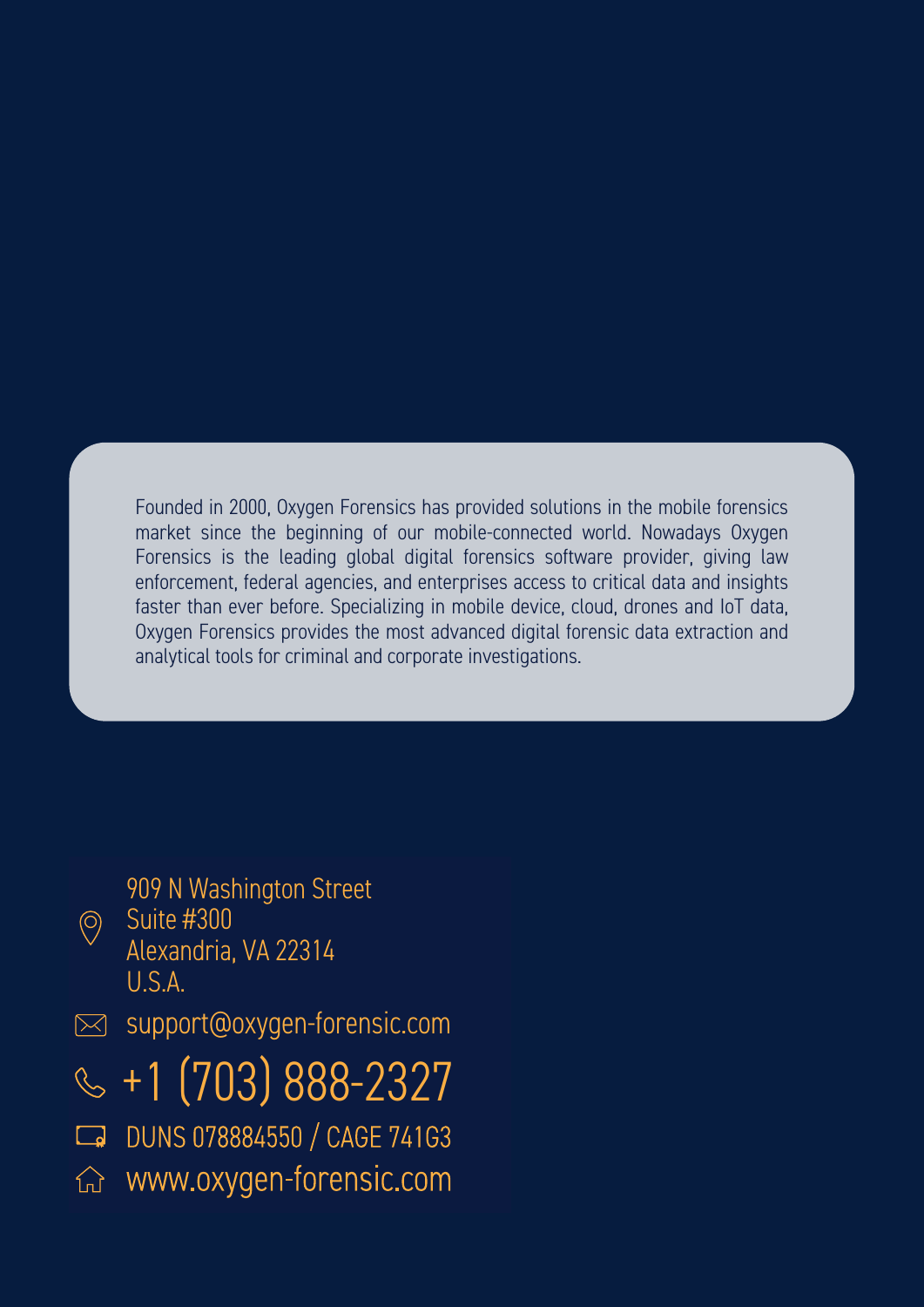Founded in 2000, Oxygen Forensics has provided solutions in the mobile forensics market since the beginning of our mobile-connected world. Nowadays Oxygen Forensics is the leading global digital forensics software provider, giving law enforcement, federal agencies, and enterprises access to critical data and insights faster than ever before. Specializing in mobile device, cloud, drones and IoT data, Oxygen Forensics provides the most advanced digital forensic data extraction and analytical tools for criminal and corporate investigations.

909 N Washington Street
Suite #300
Alexandria, VA 22314
U.S.A.

support@oxygen-forensic.com

+1 (703) 888-2327

DUNS 078884550 / CAGE 741G3

www.oxygen-forensic.com